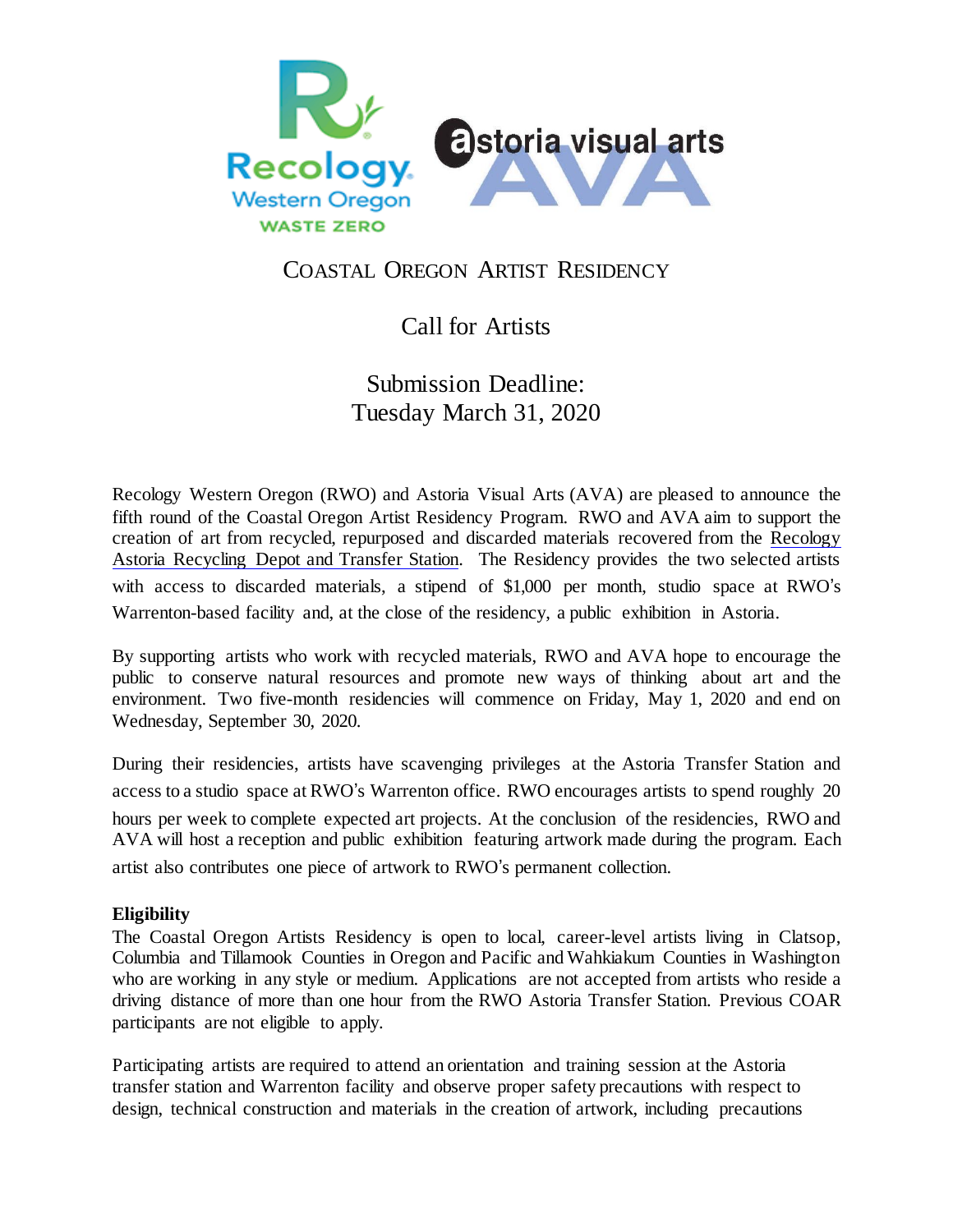# Coastal Oregon Artist Residency

## Call for Artists

## Submission Deadline:
## Tuesday March 31, 2020

Recology Western Oregon (RWO) and Astoria Visual Arts (AVA) are pleased to announce the fifth round of the Coastal Oregon Artist Residency Program. RWO and AVA aim to support the creation of art from recycled, repurposed and discarded materials recovered from the Recology Astoria Recycling Depot and Transfer Station. The Residency provides the two selected artists with access to discarded materials, a stipend of $1,000 per month, studio space at RWO's Warrenton-based facility and, at the close of the residency, a public exhibition in Astoria.

By supporting artists who work with recycled materials, RWO and AVA hope to encourage the public to conserve natural resources and promote new ways of thinking about art and the environment. Two five-month residencies will commence on Friday, May 1, 2020 and end on Wednesday, September 30, 2020.

During their residencies, artists have scavenging privileges at the Astoria Transfer Station and access to a studio space at RWO's Warrenton office. RWO encourages artists to spend roughly 20 hours per week to complete expected art projects. At the conclusion of the residencies, RWO and AVA will host a reception and public exhibition featuring artwork made during the program. Each artist also contributes one piece of artwork to RWO's permanent collection.

**Eligibility**

The Coastal Oregon Artists Residency is open to local, career-level artists living in Clatsop, Columbia and Tillamook Counties in Oregon and Pacific and Wahkiakum Counties in Washington who are working in any style or medium. Applications are not accepted from artists who reside a driving distance of more than one hour from the RWO Astoria Transfer Station. Previous COAR participants are not eligible to apply.

Participating artists are required to attend an orientation and training session at the Astoria transfer station and Warrenton facility and observe proper safety precautions with respect to design, technical construction and materials in the creation of artwork, including precautions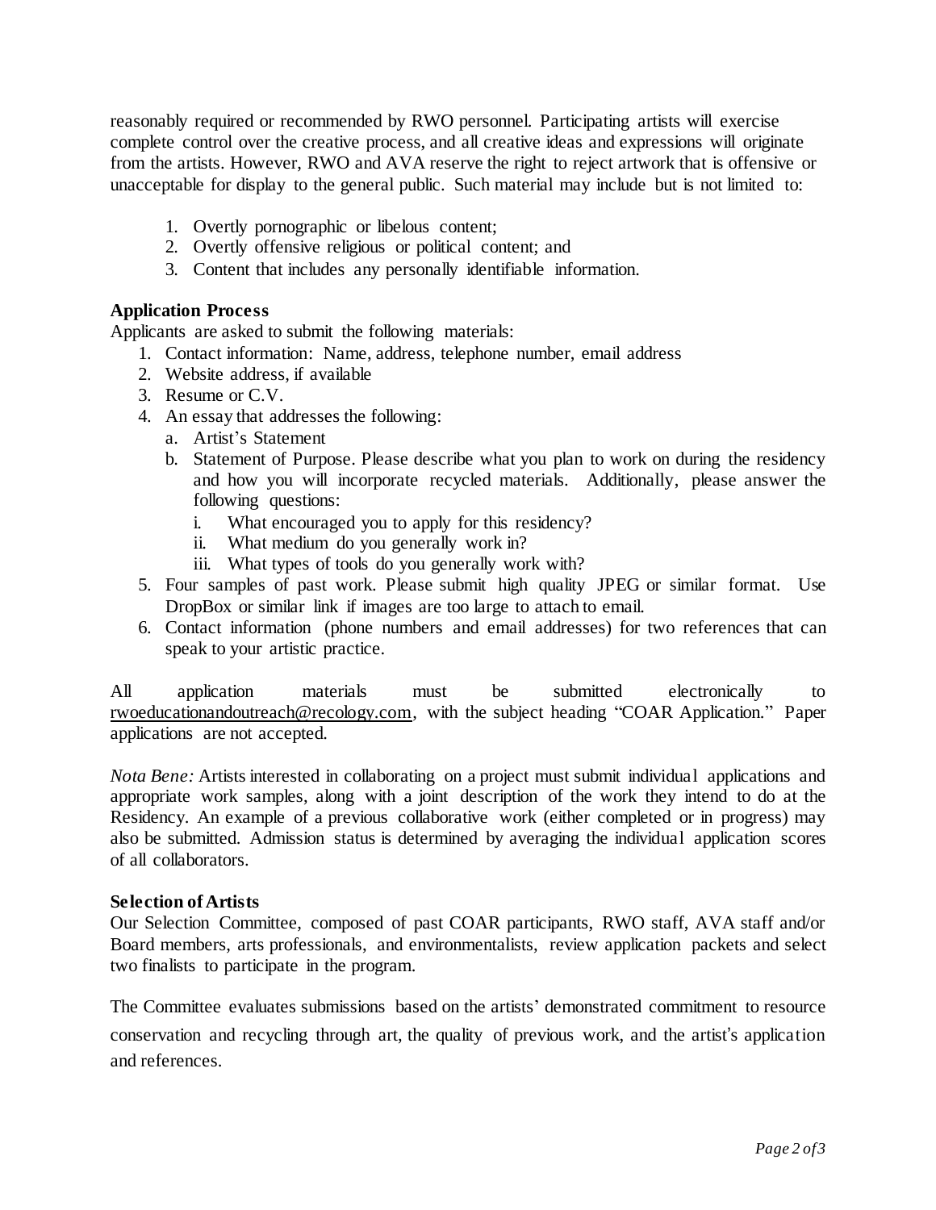reasonably required or recommended by RWO personnel. Participating artists will exercise complete control over the creative process, and all creative ideas and expressions will originate from the artists. However, RWO and AVA reserve the right to reject artwork that is offensive or unacceptable for display to the general public. Such material may include but is not limited to:

1. Overtly pornographic or libelous content;
2. Overtly offensive religious or political content; and
3. Content that includes any personally identifiable information.

### Application Process

Applicants are asked to submit the following materials:

1. Contact information: Name, address, telephone number, email address
2. Website address, if available
3. Resume or C.V.
4. An essay that addresses the following:
   a. Artist's Statement
   b. Statement of Purpose. Please describe what you plan to work on during the residency and how you will incorporate recycled materials. Additionally, please answer the following questions:
      i. What encouraged you to apply for this residency?
      ii. What medium do you generally work in?
      iii. What types of tools do you generally work with?
5. Four samples of past work. Please submit high quality JPEG or similar format. Use DropBox or similar link if images are too large to attach to email.
6. Contact information (phone numbers and email addresses) for two references that can speak to your artistic practice.

All application materials must be submitted electronically to rwoeducationandoutreach@recology.com, with the subject heading "COAR Application." Paper applications are not accepted.

*Nota Bene:* Artists interested in collaborating on a project must submit individual applications and appropriate work samples, along with a joint description of the work they intend to do at the Residency. An example of a previous collaborative work (either completed or in progress) may also be submitted. Admission status is determined by averaging the individual application scores of all collaborators.

### Selection of Artists

Our Selection Committee, composed of past COAR participants, RWO staff, AVA staff and/or Board members, arts professionals, and environmentalists, review application packets and select two finalists to participate in the program.

The Committee evaluates submissions based on the artists' demonstrated commitment to resource conservation and recycling through art, the quality of previous work, and the artist's application and references.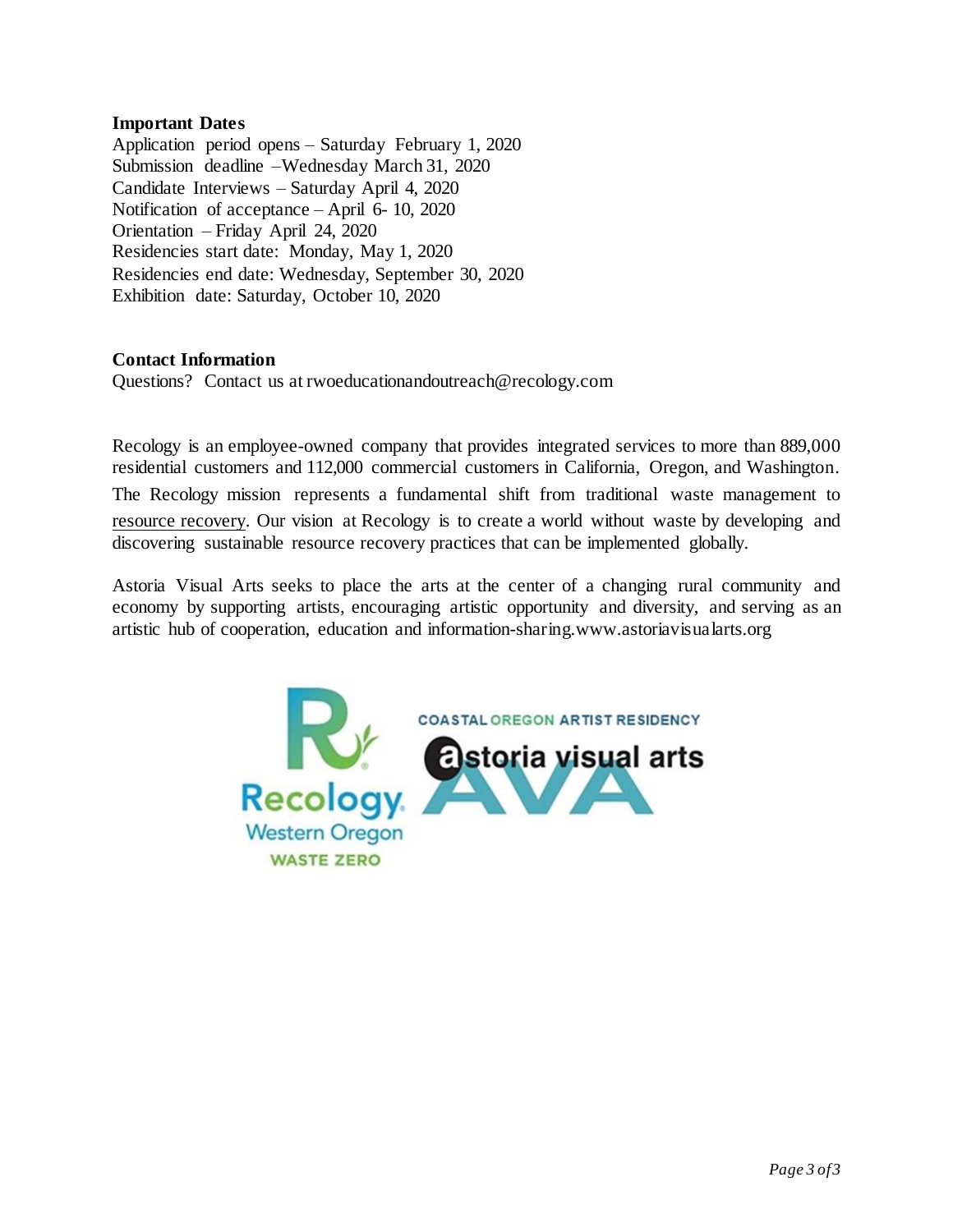**Important Dates**

Application period opens – Saturday February 1, 2020
Submission deadline –Wednesday March 31, 2020
Candidate Interviews – Saturday April 4, 2020
Notification of acceptance – April 6- 10, 2020
Orientation – Friday April 24, 2020
Residencies start date: Monday, May 1, 2020
Residencies end date: Wednesday, September 30, 2020
Exhibition date: Saturday, October 10, 2020

**Contact Information**

Questions? Contact us at rwoeducationandoutreach@recology.com

Recology is an employee-owned company that provides integrated services to more than 889,000 residential customers and 112,000 commercial customers in California, Oregon, and Washington. The Recology mission represents a fundamental shift from traditional waste management to resource recovery. Our vision at Recology is to create a world without waste by developing and discovering sustainable resource recovery practices that can be implemented globally.

Astoria Visual Arts seeks to place the arts at the center of a changing rural community and economy by supporting artists, encouraging artistic opportunity and diversity, and serving as an artistic hub of cooperation, education and information-sharing.www.astoriavisualarts.org

Recology Western Oregon WASTE ZERO

COASTAL OREGON ARTIST RESIDENCY

astoria visual arts